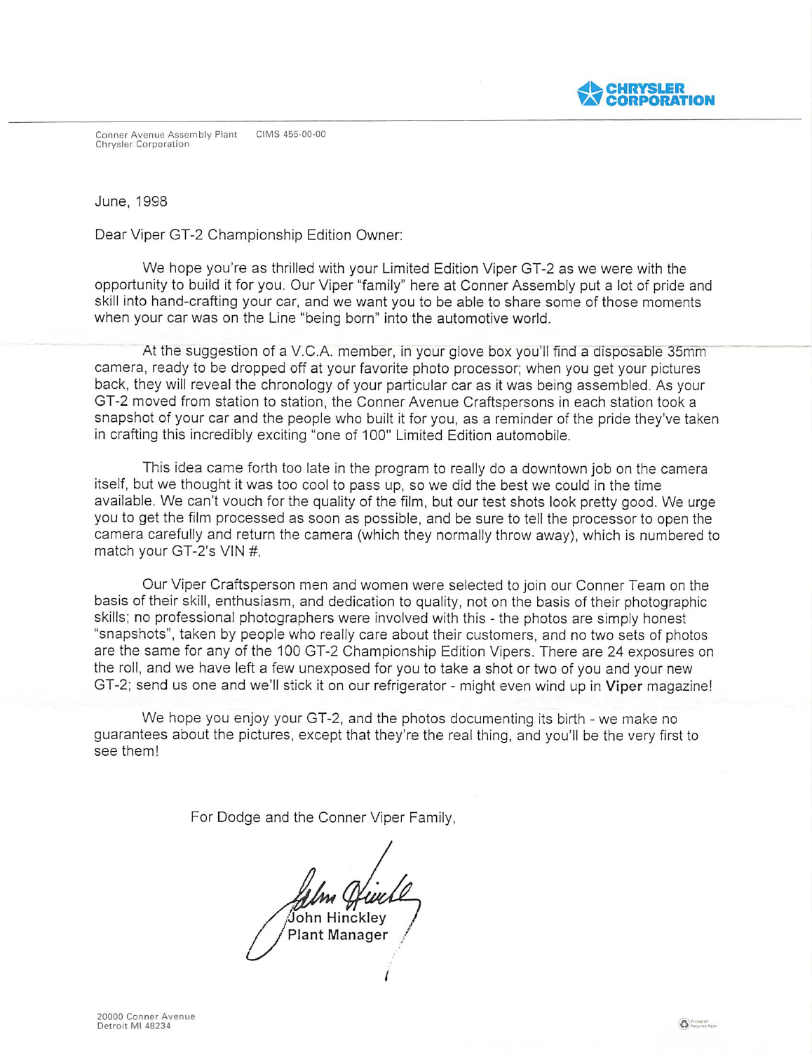CHRYSLER CORPORATION

Conner Avenue Assembly Plant    CIMS 455-00-00
Chrysler Corporation

June, 1998

Dear Viper GT-2 Championship Edition Owner:

We hope you're as thrilled with your Limited Edition Viper GT-2 as we were with the opportunity to build it for you. Our Viper "family" here at Conner Assembly put a lot of pride and skill into hand-crafting your car, and we want you to be able to share some of those moments when your car was on the Line "being born" into the automotive world.

At the suggestion of a V.C.A. member, in your glove box you'll find a disposable 35mm camera, ready to be dropped off at your favorite photo processor; when you get your pictures back, they will reveal the chronology of your particular car as it was being assembled. As your GT-2 moved from station to station, the Conner Avenue Craftspersons in each station took a snapshot of your car and the people who built it for you, as a reminder of the pride they've taken in crafting this incredibly exciting "one of 100" Limited Edition automobile.

This idea came forth too late in the program to really do a downtown job on the camera itself, but we thought it was too cool to pass up, so we did the best we could in the time available. We can't vouch for the quality of the film, but our test shots look pretty good. We urge you to get the film processed as soon as possible, and be sure to tell the processor to open the camera carefully and return the camera (which they normally throw away), which is numbered to match your GT-2's VIN #.

Our Viper Craftsperson men and women were selected to join our Conner Team on the basis of their skill, enthusiasm, and dedication to quality, not on the basis of their photographic skills; no professional photographers were involved with this - the photos are simply honest "snapshots", taken by people who really care about their customers, and no two sets of photos are the same for any of the 100 GT-2 Championship Edition Vipers. There are 24 exposures on the roll, and we have left a few unexposed for you to take a shot or two of you and your new GT-2; send us one and we'll stick it on our refrigerator - might even wind up in **Viper** magazine!

We hope you enjoy your GT-2, and the photos documenting its birth - we make no guarantees about the pictures, except that they're the real thing, and you'll be the very first to see them!

For Dodge and the Conner Viper Family,

John Hinckley
Plant Manager

20000 Conner Avenue
Detroit MI 48234